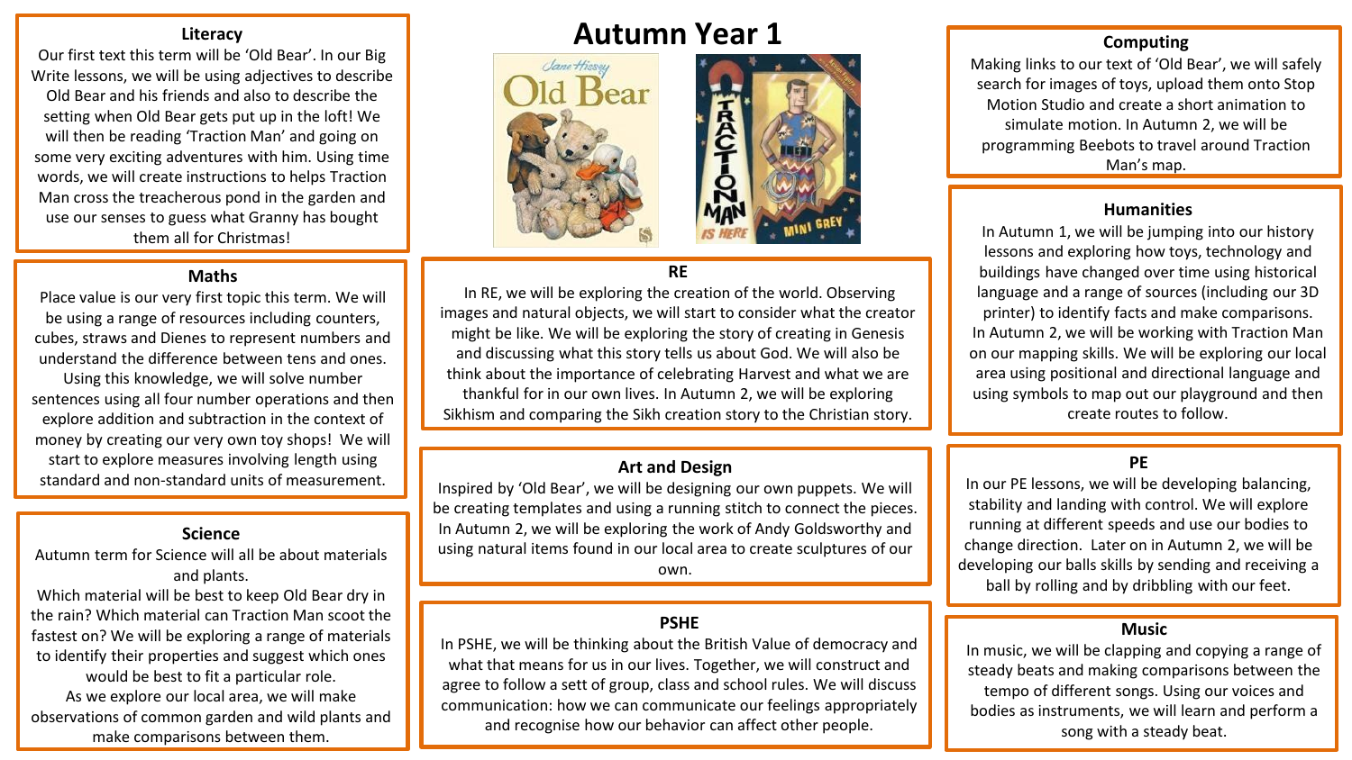# Autumn Year 1

## Literacy

Our first text this term will be 'Old Bear'. In our Big Write lessons, we will be using adjectives to describe Old Bear and his friends and also to describe the setting when Old Bear gets put up in the loft! We will then be reading 'Traction Man' and going on some very exciting adventures with him. Using time words, we will create instructions to helps Traction Man cross the treacherous pond in the garden and use our senses to guess what Granny has bought them all for Christmas!

## Maths

Place value is our very first topic this term. We will be using a range of resources including counters, cubes, straws and Dienes to represent numbers and understand the difference between tens and ones. Using this knowledge, we will solve number sentences using all four number operations and then explore addition and subtraction in the context of money by creating our very own toy shops! We will start to explore measures involving length using standard and non-standard units of measurement.

## Science

Autumn term for Science will all be about materials and plants.

Which material will be best to keep Old Bear dry in the rain? Which material can Traction Man scoot the fastest on? We will be exploring a range of materials to identify their properties and suggest which ones would be best to fit a particular role.

As we explore our local area, we will make observations of common garden and wild plants and make comparisons between them.

## RE

In RE, we will be exploring the creation of the world. Observing images and natural objects, we will start to consider what the creator might be like. We will be exploring the story of creating in Genesis and discussing what this story tells us about God. We will also be think about the importance of celebrating Harvest and what we are thankful for in our own lives. In Autumn 2, we will be exploring Sikhism and comparing the Sikh creation story to the Christian story.

## Art and Design

Inspired by 'Old Bear', we will be designing our own puppets. We will be creating templates and using a running stitch to connect the pieces. In Autumn 2, we will be exploring the work of Andy Goldsworthy and using natural items found in our local area to create sculptures of our own.

## PSHE

In PSHE, we will be thinking about the British Value of democracy and what that means for us in our lives. Together, we will construct and agree to follow a sett of group, class and school rules. We will discuss communication: how we can communicate our feelings appropriately and recognise how our behavior can affect other people.

## Computing

Making links to our text of 'Old Bear', we will safely search for images of toys, upload them onto Stop Motion Studio and create a short animation to simulate motion. In Autumn 2, we will be programming Beebots to travel around Traction Man's map.

## Humanities

In Autumn 1, we will be jumping into our history lessons and exploring how toys, technology and buildings have changed over time using historical language and a range of sources (including our 3D printer) to identify facts and make comparisons. In Autumn 2, we will be working with Traction Man on our mapping skills. We will be exploring our local area using positional and directional language and using symbols to map out our playground and then create routes to follow.

## PE

In our PE lessons, we will be developing balancing, stability and landing with control. We will explore running at different speeds and use our bodies to change direction. Later on in Autumn 2, we will be developing our balls skills by sending and receiving a ball by rolling and by dribbling with our feet.

## Music

In music, we will be clapping and copying a range of steady beats and making comparisons between the tempo of different songs. Using our voices and bodies as instruments, we will learn and perform a song with a steady beat.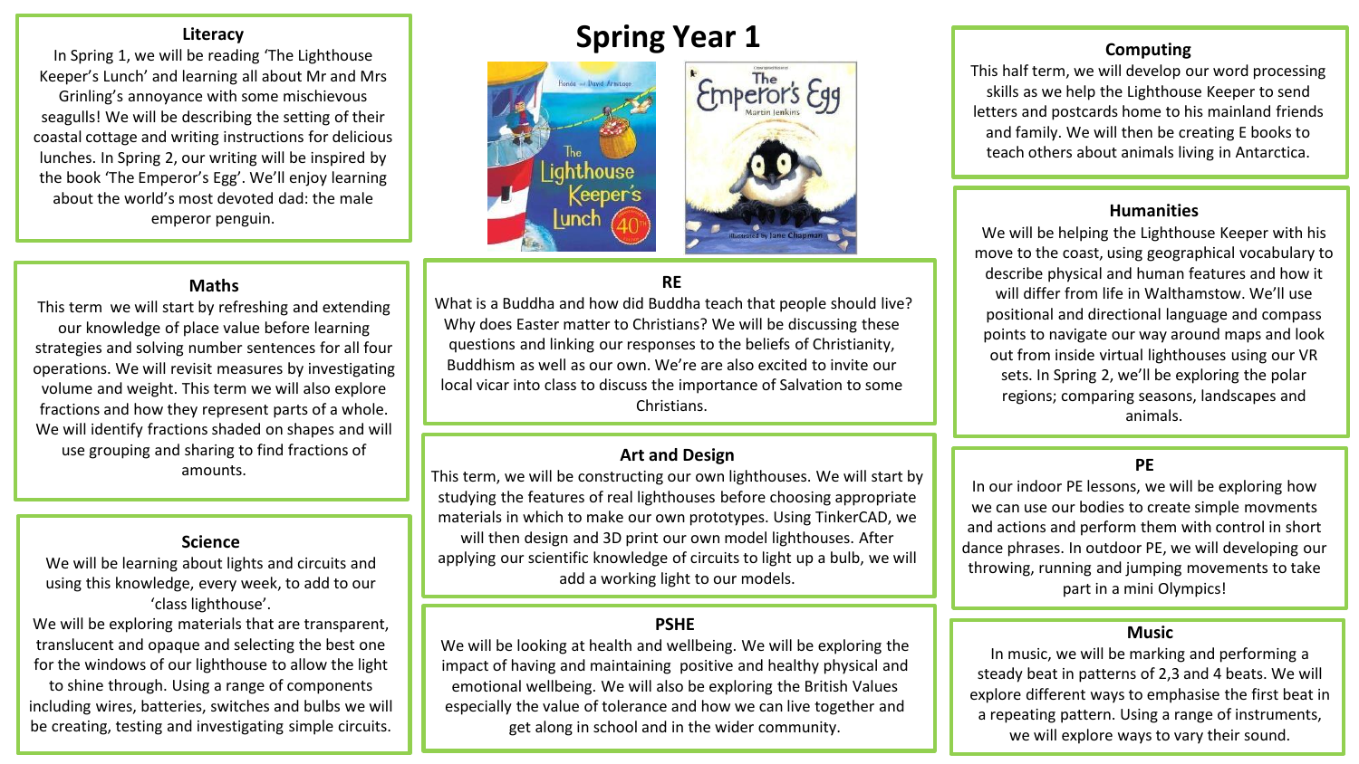# Spring Year 1

## Literacy

In Spring 1, we will be reading 'The Lighthouse Keeper's Lunch' and learning all about Mr and Mrs Grinling's annoyance with some mischievous seagulls! We will be describing the setting of their coastal cottage and writing instructions for delicious lunches. In Spring 2, our writing will be inspired by the book 'The Emperor's Egg'. We'll enjoy learning about the world's most devoted dad: the male emperor penguin.

## Maths

This term we will start by refreshing and extending our knowledge of place value before learning strategies and solving number sentences for all four operations. We will revisit measures by investigating volume and weight. This term we will also explore fractions and how they represent parts of a whole. We will identify fractions shaded on shapes and will use grouping and sharing to find fractions of amounts.

## Science

We will be learning about lights and circuits and using this knowledge, every week, to add to our 'class lighthouse'.

We will be exploring materials that are transparent, translucent and opaque and selecting the best one for the windows of our lighthouse to allow the light to shine through. Using a range of components including wires, batteries, switches and bulbs we will be creating, testing and investigating simple circuits.

## RE

What is a Buddha and how did Buddha teach that people should live? Why does Easter matter to Christians? We will be discussing these questions and linking our responses to the beliefs of Christianity, Buddhism as well as our own. We're are also excited to invite our local vicar into class to discuss the importance of Salvation to some Christians.

## Art and Design

This term, we will be constructing our own lighthouses. We will start by studying the features of real lighthouses before choosing appropriate materials in which to make our own prototypes. Using TinkerCAD, we will then design and 3D print our own model lighthouses. After applying our scientific knowledge of circuits to light up a bulb, we will add a working light to our models.

## PSHE

We will be looking at health and wellbeing. We will be exploring the impact of having and maintaining positive and healthy physical and emotional wellbeing. We will also be exploring the British Values especially the value of tolerance and how we can live together and get along in school and in the wider community.

## Computing

This half term, we will develop our word processing skills as we help the Lighthouse Keeper to send letters and postcards home to his mainland friends and family. We will then be creating E books to teach others about animals living in Antarctica.

## Humanities

We will be helping the Lighthouse Keeper with his move to the coast, using geographical vocabulary to describe physical and human features and how it will differ from life in Walthamstow. We'll use positional and directional language and compass points to navigate our way around maps and look out from inside virtual lighthouses using our VR sets. In Spring 2, we'll be exploring the polar regions; comparing seasons, landscapes and animals.

## PE

In our indoor PE lessons, we will be exploring how we can use our bodies to create simple movments and actions and perform them with control in short dance phrases. In outdoor PE, we will developing our throwing, running and jumping movements to take part in a mini Olympics!

## Music

In music, we will be marking and performing a steady beat in patterns of 2,3 and 4 beats. We will explore different ways to emphasise the first beat in a repeating pattern. Using a range of instruments, we will explore ways to vary their sound.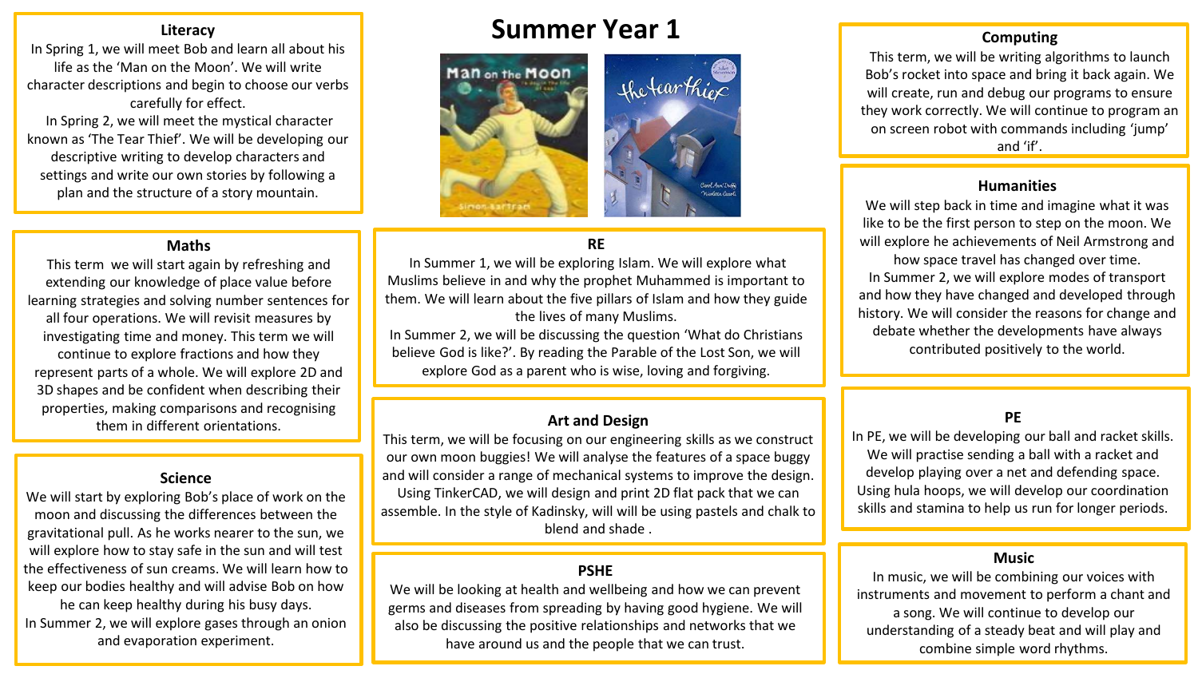# Summer Year 1

## Literacy

In Spring 1, we will meet Bob and learn all about his life as the 'Man on the Moon'. We will write character descriptions and begin to choose our verbs carefully for effect.

In Spring 2, we will meet the mystical character known as 'The Tear Thief'. We will be developing our descriptive writing to develop characters and settings and write our own stories by following a plan and the structure of a story mountain.

## Maths

This term we will start again by refreshing and extending our knowledge of place value before learning strategies and solving number sentences for all four operations. We will revisit measures by investigating time and money. This term we will continue to explore fractions and how they represent parts of a whole. We will explore 2D and 3D shapes and be confident when describing their properties, making comparisons and recognising them in different orientations.

## Science

We will start by exploring Bob's place of work on the moon and discussing the differences between the gravitational pull. As he works nearer to the sun, we will explore how to stay safe in the sun and will test the effectiveness of sun creams. We will learn how to keep our bodies healthy and will advise Bob on how he can keep healthy during his busy days.

In Summer 2, we will explore gases through an onion and evaporation experiment.

## RE

In Summer 1, we will be exploring Islam. We will explore what Muslims believe in and why the prophet Muhammed is important to them. We will learn about the five pillars of Islam and how they guide the lives of many Muslims.

In Summer 2, we will be discussing the question 'What do Christians believe God is like?'. By reading the Parable of the Lost Son, we will explore God as a parent who is wise, loving and forgiving.

## Art and Design

This term, we will be focusing on our engineering skills as we construct our own moon buggies! We will analyse the features of a space buggy and will consider a range of mechanical systems to improve the design. Using TinkerCAD, we will design and print 2D flat pack that we can assemble. In the style of Kadinsky, will will be using pastels and chalk to blend and shade .

## PSHE

We will be looking at health and wellbeing and how we can prevent germs and diseases from spreading by having good hygiene. We will also be discussing the positive relationships and networks that we have around us and the people that we can trust.

## Computing

This term, we will be writing algorithms to launch Bob's rocket into space and bring it back again. We will create, run and debug our programs to ensure they work correctly. We will continue to program an on screen robot with commands including 'jump' and 'if'.

## Humanities

We will step back in time and imagine what it was like to be the first person to step on the moon. We will explore he achievements of Neil Armstrong and how space travel has changed over time.

In Summer 2, we will explore modes of transport and how they have changed and developed through history. We will consider the reasons for change and debate whether the developments have always contributed positively to the world.

## PE

In PE, we will be developing our ball and racket skills. We will practise sending a ball with a racket and develop playing over a net and defending space. Using hula hoops, we will develop our coordination skills and stamina to help us run for longer periods.

## Music

In music, we will be combining our voices with instruments and movement to perform a chant and a song. We will continue to develop our understanding of a steady beat and will play and combine simple word rhythms.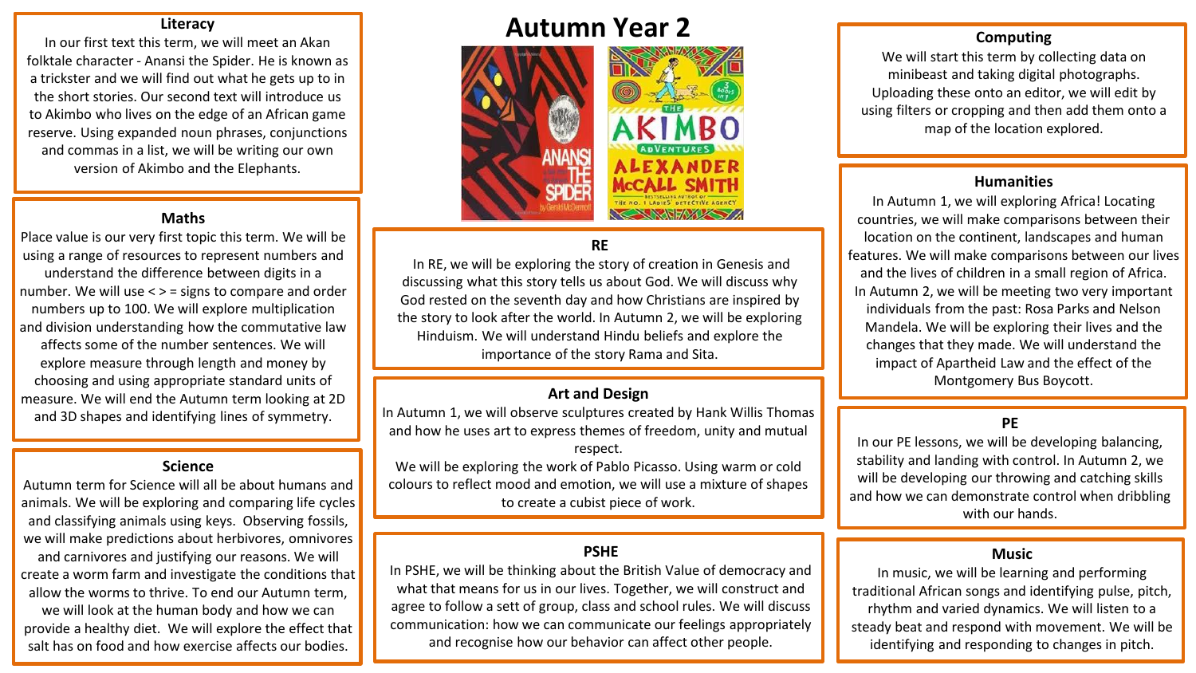# Autumn Year 2

## Literacy

In our first text this term, we will meet an Akan folktale character - Anansi the Spider. He is known as a trickster and we will find out what he gets up to in the short stories. Our second text will introduce us to Akimbo who lives on the edge of an African game reserve. Using expanded noun phrases, conjunctions and commas in a list, we will be writing our own version of Akimbo and the Elephants.

## Maths

Place value is our very first topic this term. We will be using a range of resources to represent numbers and understand the difference between digits in a number. We will use < > = signs to compare and order numbers up to 100. We will explore multiplication and division understanding how the commutative law affects some of the number sentences. We will explore measure through length and money by choosing and using appropriate standard units of measure. We will end the Autumn term looking at 2D and 3D shapes and identifying lines of symmetry.

## Science

Autumn term for Science will all be about humans and animals. We will be exploring and comparing life cycles and classifying animals using keys. Observing fossils, we will make predictions about herbivores, omnivores and carnivores and justifying our reasons. We will create a worm farm and investigate the conditions that allow the worms to thrive. To end our Autumn term, we will look at the human body and how we can provide a healthy diet. We will explore the effect that salt has on food and how exercise affects our bodies.

## RE

In RE, we will be exploring the story of creation in Genesis and discussing what this story tells us about God. We will discuss why God rested on the seventh day and how Christians are inspired by the story to look after the world. In Autumn 2, we will be exploring Hinduism. We will understand Hindu beliefs and explore the importance of the story Rama and Sita.

## Art and Design

In Autumn 1, we will observe sculptures created by Hank Willis Thomas and how he uses art to express themes of freedom, unity and mutual respect.

We will be exploring the work of Pablo Picasso. Using warm or cold colours to reflect mood and emotion, we will use a mixture of shapes to create a cubist piece of work.

## PSHE

In PSHE, we will be thinking about the British Value of democracy and what that means for us in our lives. Together, we will construct and agree to follow a sett of group, class and school rules. We will discuss communication: how we can communicate our feelings appropriately and recognise how our behavior can affect other people.

## Computing

We will start this term by collecting data on minibeast and taking digital photographs. Uploading these onto an editor, we will edit by using filters or cropping and then add them onto a map of the location explored.

## Humanities

In Autumn 1, we will exploring Africa! Locating countries, we will make comparisons between their location on the continent, landscapes and human features. We will make comparisons between our lives and the lives of children in a small region of Africa. In Autumn 2, we will be meeting two very important individuals from the past: Rosa Parks and Nelson Mandela. We will be exploring their lives and the changes that they made. We will understand the impact of Apartheid Law and the effect of the Montgomery Bus Boycott.

## PE

In our PE lessons, we will be developing balancing, stability and landing with control. In Autumn 2, we will be developing our throwing and catching skills and how we can demonstrate control when dribbling with our hands.

## Music

In music, we will be learning and performing traditional African songs and identifying pulse, pitch, rhythm and varied dynamics. We will listen to a steady beat and respond with movement. We will be identifying and responding to changes in pitch.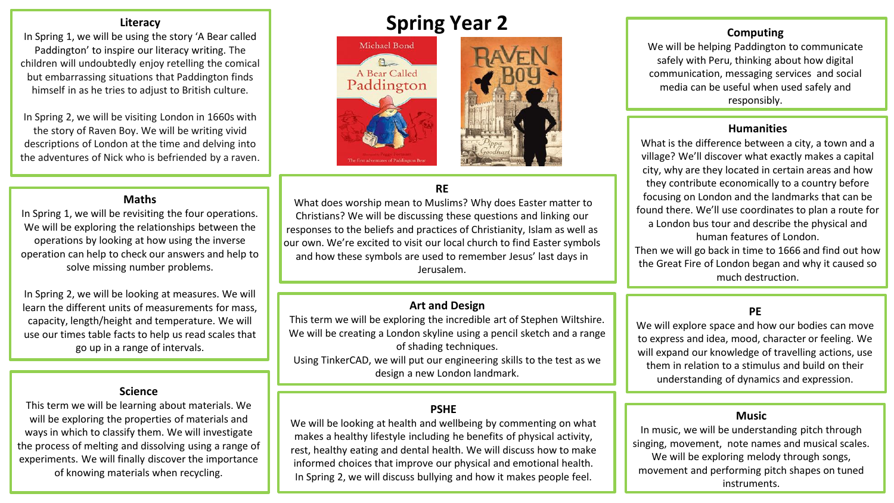# Spring Year 2

## Literacy

In Spring 1, we will be using the story 'A Bear called Paddington' to inspire our literacy writing. The children will undoubtedly enjoy retelling the comical but embarrassing situations that Paddington finds himself in as he tries to adjust to British culture.

In Spring 2, we will be visiting London in 1660s with the story of Raven Boy. We will be writing vivid descriptions of London at the time and delving into the adventures of Nick who is befriended by a raven.

## Maths

In Spring 1, we will be revisiting the four operations. We will be exploring the relationships between the operations by looking at how using the inverse operation can help to check our answers and help to solve missing number problems.

In Spring 2, we will be looking at measures. We will learn the different units of measurements for mass, capacity, length/height and temperature. We will use our times table facts to help us read scales that go up in a range of intervals.

## Science

This term we will be learning about materials. We will be exploring the properties of materials and ways in which to classify them. We will investigate the process of melting and dissolving using a range of experiments. We will finally discover the importance of knowing materials when recycling.

## RE

What does worship mean to Muslims? Why does Easter matter to Christians? We will be discussing these questions and linking our responses to the beliefs and practices of Christianity, Islam as well as our own. We're excited to visit our local church to find Easter symbols and how these symbols are used to remember Jesus' last days in Jerusalem.

## Art and Design

This term we will be exploring the incredible art of Stephen Wiltshire. We will be creating a London skyline using a pencil sketch and a range of shading techniques.
Using TinkerCAD, we will put our engineering skills to the test as we design a new London landmark.

## PSHE

We will be looking at health and wellbeing by commenting on what makes a healthy lifestyle including he benefits of physical activity, rest, healthy eating and dental health. We will discuss how to make informed choices that improve our physical and emotional health.
In Spring 2, we will discuss bullying and how it makes people feel.

## Computing

We will be helping Paddington to communicate safely with Peru, thinking about how digital communication, messaging services and social media can be useful when used safely and responsibly.

## Humanities

What is the difference between a city, a town and a village? We'll discover what exactly makes a capital city, why are they located in certain areas and how they contribute economically to a country before focusing on London and the landmarks that can be found there. We'll use coordinates to plan a route for a London bus tour and describe the physical and human features of London.
Then we will go back in time to 1666 and find out how the Great Fire of London began and why it caused so much destruction.

## PE

We will explore space and how our bodies can move to express and idea, mood, character or feeling. We will expand our knowledge of travelling actions, use them in relation to a stimulus and build on their understanding of dynamics and expression.

## Music

In music, we will be understanding pitch through singing, movement, note names and musical scales. We will be exploring melody through songs, movement and performing pitch shapes on tuned instruments.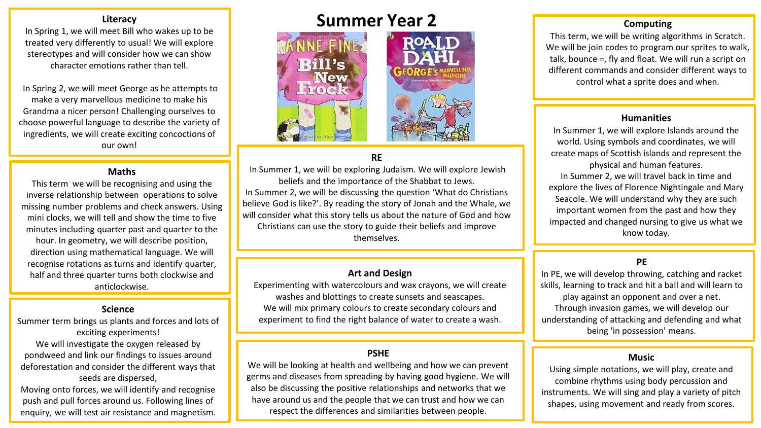# Summer Year 2

## Literacy

In Spring 1, we will meet Bill who wakes up to be treated very differently to usual! We will explore stereotypes and will consider how we can show character emotions rather than tell.

In Spring 2, we will meet George as he attempts to make a very marvellous medicine to make his Grandma a nicer person! Challenging ourselves to choose powerful language to describe the variety of ingredients, we will create exciting concoctions of our own!

## Maths

This term we will be recognising and using the inverse relationship between operations to solve missing number problems and check answers. Using mini clocks, we will tell and show the time to five minutes including quarter past and quarter to the hour. In geometry, we will describe position, direction using mathematical language. We will recognise rotations as turns and identify quarter, half and three quarter turns both clockwise and anticlockwise.

## Science

Summer term brings us plants and forces and lots of exciting experiments!

We will investigate the oxygen released by pondweed and link our findings to issues around deforestation and consider the different ways that seeds are dispersed,

Moving onto forces, we will identify and recognise push and pull forces around us. Following lines of enquiry, we will test air resistance and magnetism.

## RE

In Summer 1, we will be exploring Judaism. We will explore Jewish beliefs and the importance of the Shabbat to Jews.

In Summer 2, we will be discussing the question 'What do Christians believe God is like?'. By reading the story of Jonah and the Whale, we will consider what this story tells us about the nature of God and how Christians can use the story to guide their beliefs and improve themselves.

## Art and Design

Experimenting with watercolours and wax crayons, we will create washes and blottings to create sunsets and seascapes.

We will mix primary colours to create secondary colours and experiment to find the right balance of water to create a wash.

## PSHE

We will be looking at health and wellbeing and how we can prevent germs and diseases from spreading by having good hygiene. We will also be discussing the positive relationships and networks that we have around us and the people that we can trust and how we can respect the differences and similarities between people.

## Computing

This term, we will be writing algorithms in Scratch. We will be join codes to program our sprites to walk, talk, bounce =, fly and float. We will run a script on different commands and consider different ways to control what a sprite does and when.

## Humanities

In Summer 1, we will explore Islands around the world. Using symbols and coordinates, we will create maps of Scottish islands and represent the physical and human features.

In Summer 2, we will travel back in time and explore the lives of Florence Nightingale and Mary Seacole. We will understand why they are such important women from the past and how they impacted and changed nursing to give us what we know today.

## PE

In PE, we will develop throwing, catching and racket skills, learning to track and hit a ball and will learn to play against an opponent and over a net.

Through invasion games, we will develop our understanding of attacking and defending and what being 'in possession' means.

## Music

Using simple notations, we will play, create and combine rhythms using body percussion and instruments. We will sing and play a variety of pitch shapes, using movement and ready from scores.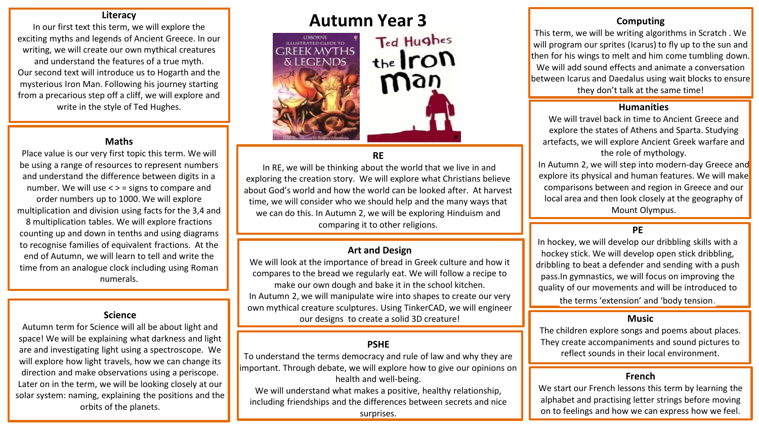# Autumn Year 3

## Literacy

In our first text this term, we will explore the exciting myths and legends of Ancient Greece. In our writing, we will create our own mythical creatures and understand the features of a true myth. Our second text will introduce us to Hogarth and the mysterious Iron Man. Following his journey starting from a precarious step off a cliff, we will explore and write in the style of Ted Hughes.

## Maths

Place value is our very first topic this term. We will be using a range of resources to represent numbers and understand the difference between digits in a number. We will use < > = signs to compare and order numbers up to 1000. We will explore multiplication and division using facts for the 3,4 and 8 multiplication tables. We will explore fractions counting up and down in tenths and using diagrams to recognise families of equivalent fractions. At the end of Autumn, we will learn to tell and write the time from an analogue clock including using Roman numerals.

## Science

Autumn term for Science will all be about light and space! We will be explaining what darkness and light are and investigating light using a spectroscope. We will explore how light travels, how we can change its direction and make observations using a periscope. Later on in the term, we will be looking closely at our solar system: naming, explaining the positions and the orbits of the planets.

## RE

In RE, we will be thinking about the world that we live in and exploring the creation story. We will explore what Christians believe about God's world and how the world can be looked after. At harvest time, we will consider who we should help and the many ways that we can do this. In Autumn 2, we will be exploring Hinduism and comparing it to other religions.

## Art and Design

We will look at the importance of bread in Greek culture and how it compares to the bread we regularly eat. We will follow a recipe to make our own dough and bake it in the school kitchen.
In Autumn 2, we will manipulate wire into shapes to create our very own mythical creature sculptures. Using TinkerCAD, we will engineer our designs to create a solid 3D creature!

## PSHE

To understand the terms democracy and rule of law and why they are important. Through debate, we will explore how to give our opinions on health and well-being.
We will understand what makes a positive, healthy relationship, including friendships and the differences between secrets and nice surprises.

## Computing

This term, we will be writing algorithms in Scratch . We will program our sprites (Icarus) to fly up to the sun and then for his wings to melt and him come tumbling down. We will add sound effects and animate a conversation between Icarus and Daedalus using wait blocks to ensure they don't talk at the same time!

## Humanities

We will travel back in time to Ancient Greece and explore the states of Athens and Sparta. Studying artefacts, we will explore Ancient Greek warfare and the role of mythology.
In Autumn 2, we will step into modern-day Greece and explore its physical and human features. We will make comparisons between and region in Greece and our local area and then look closely at the geography of Mount Olympus.

## PE

In hockey, we will develop our dribbling skills with a hockey stick. We will develop open stick dribbling, dribbling to beat a defender and sending with a push pass.In gymnastics, we will focus on improving the quality of our movements and will be introduced to the terms 'extension' and 'body tension.

## Music

The children explore songs and poems about places. They create accompaniments and sound pictures to reflect sounds in their local environment.

## French

We start our French lessons this term by learning the alphabet and practising letter strings before moving on to feelings and how we can express how we feel.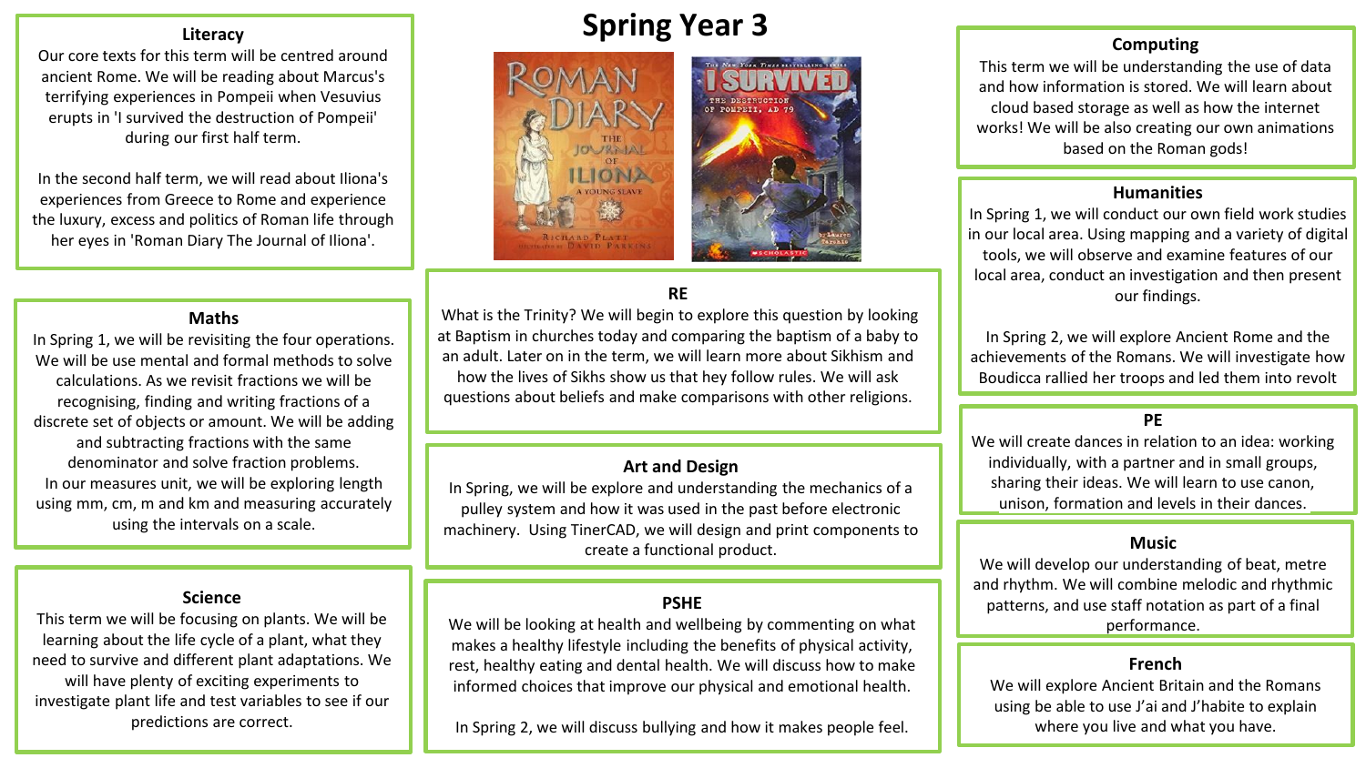# Spring Year 3

## Literacy

Our core texts for this term will be centred around ancient Rome. We will be reading about Marcus's terrifying experiences in Pompeii when Vesuvius erupts in 'I survived the destruction of Pompeii' during our first half term.

In the second half term, we will read about Iliona's experiences from Greece to Rome and experience the luxury, excess and politics of Roman life through her eyes in 'Roman Diary The Journal of Iliona'.

## Maths

In Spring 1, we will be revisiting the four operations. We will be use mental and formal methods to solve calculations. As we revisit fractions we will be recognising, finding and writing fractions of a discrete set of objects or amount. We will be adding and subtracting fractions with the same denominator and solve fraction problems.
In our measures unit, we will be exploring length using mm, cm, m and km and measuring accurately using the intervals on a scale.

## Science

This term we will be focusing on plants. We will be learning about the life cycle of a plant, what they need to survive and different plant adaptations. We will have plenty of exciting experiments to investigate plant life and test variables to see if our predictions are correct.

## RE

What is the Trinity? We will begin to explore this question by looking at Baptism in churches today and comparing the baptism of a baby to an adult. Later on in the term, we will learn more about Sikhism and how the lives of Sikhs show us that hey follow rules. We will ask questions about beliefs and make comparisons with other religions.

## Art and Design

In Spring, we will be explore and understanding the mechanics of a pulley system and how it was used in the past before electronic machinery. Using TinerCAD, we will design and print components to create a functional product.

## PSHE

We will be looking at health and wellbeing by commenting on what makes a healthy lifestyle including the benefits of physical activity, rest, healthy eating and dental health. We will discuss how to make informed choices that improve our physical and emotional health.

In Spring 2, we will discuss bullying and how it makes people feel.

## Computing

This term we will be understanding the use of data and how information is stored. We will learn about cloud based storage as well as how the internet works! We will be also creating our own animations based on the Roman gods!

## Humanities

In Spring 1, we will conduct our own field work studies in our local area. Using mapping and a variety of digital tools, we will observe and examine features of our local area, conduct an investigation and then present our findings.

In Spring 2, we will explore Ancient Rome and the achievements of the Romans. We will investigate how Boudicca rallied her troops and led them into revolt

## PE

We will create dances in relation to an idea: working individually, with a partner and in small groups, sharing their ideas. We will learn to use canon, unison, formation and levels in their dances.

## Music

We will develop our understanding of beat, metre and rhythm. We will combine melodic and rhythmic patterns, and use staff notation as part of a final performance.

## French

We will explore Ancient Britain and the Romans using be able to use J'ai and J'habite to explain where you live and what you have.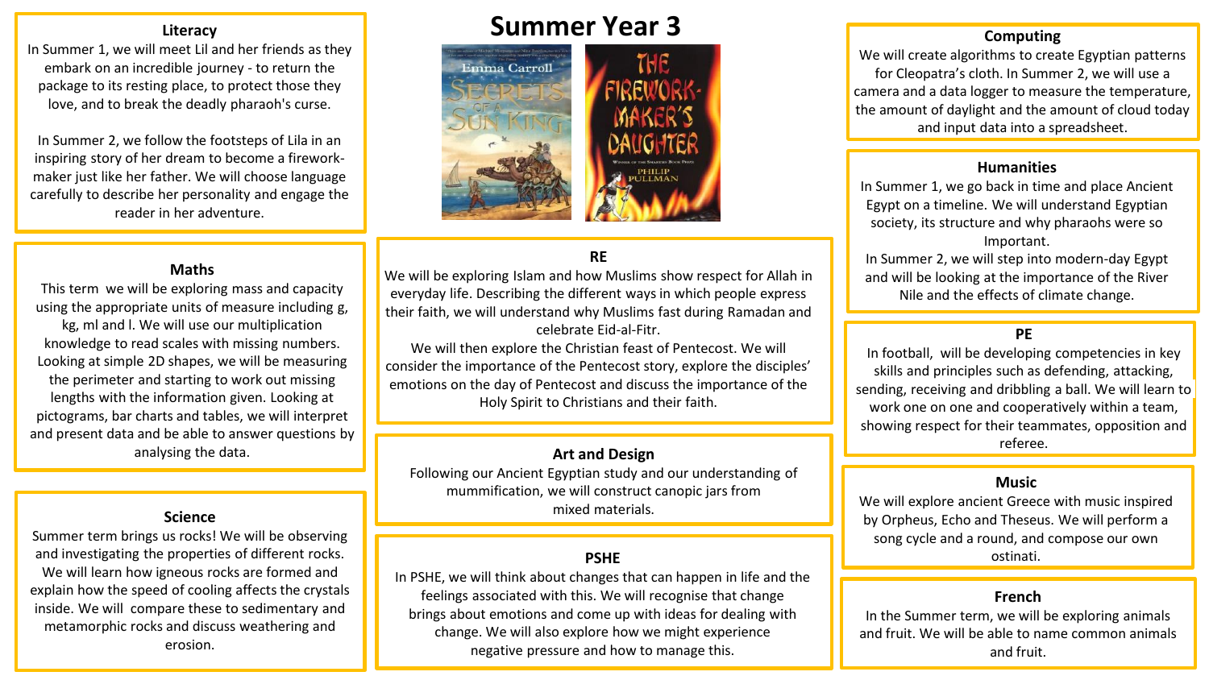# Summer Year 3

## Literacy

In Summer 1, we will meet Lil and her friends as they embark on an incredible journey - to return the package to its resting place, to protect those they love, and to break the deadly pharaoh's curse.

In Summer 2, we follow the footsteps of Lila in an inspiring story of her dream to become a firework-maker just like her father. We will choose language carefully to describe her personality and engage the reader in her adventure.

## Maths

This term we will be exploring mass and capacity using the appropriate units of measure including g, kg, ml and l. We will use our multiplication knowledge to read scales with missing numbers. Looking at simple 2D shapes, we will be measuring the perimeter and starting to work out missing lengths with the information given. Looking at pictograms, bar charts and tables, we will interpret and present data and be able to answer questions by analysing the data.

## Science

Summer term brings us rocks! We will be observing and investigating the properties of different rocks. We will learn how igneous rocks are formed and explain how the speed of cooling affects the crystals inside. We will compare these to sedimentary and metamorphic rocks and discuss weathering and erosion.

## RE

We will be exploring Islam and how Muslims show respect for Allah in everyday life. Describing the different ways in which people express their faith, we will understand why Muslims fast during Ramadan and celebrate Eid-al-Fitr.

We will then explore the Christian feast of Pentecost. We will consider the importance of the Pentecost story, explore the disciples' emotions on the day of Pentecost and discuss the importance of the Holy Spirit to Christians and their faith.

## Art and Design

Following our Ancient Egyptian study and our understanding of mummification, we will construct canopic jars from mixed materials.

## PSHE

In PSHE, we will think about changes that can happen in life and the feelings associated with this. We will recognise that change brings about emotions and come up with ideas for dealing with change. We will also explore how we might experience negative pressure and how to manage this.

## Computing

We will create algorithms to create Egyptian patterns for Cleopatra's cloth. In Summer 2, we will use a camera and a data logger to measure the temperature, the amount of daylight and the amount of cloud today and input data into a spreadsheet.

## Humanities

In Summer 1, we go back in time and place Ancient Egypt on a timeline. We will understand Egyptian society, its structure and why pharaohs were so Important.

In Summer 2, we will step into modern-day Egypt and will be looking at the importance of the River Nile and the effects of climate change.

## PE

In football, will be developing competencies in key skills and principles such as defending, attacking, sending, receiving and dribbling a ball. We will learn to work one on one and cooperatively within a team, showing respect for their teammates, opposition and referee.

## Music

We will explore ancient Greece with music inspired by Orpheus, Echo and Theseus. We will perform a song cycle and a round, and compose our own ostinati.

## French

In the Summer term, we will be exploring animals and fruit. We will be able to name common animals and fruit.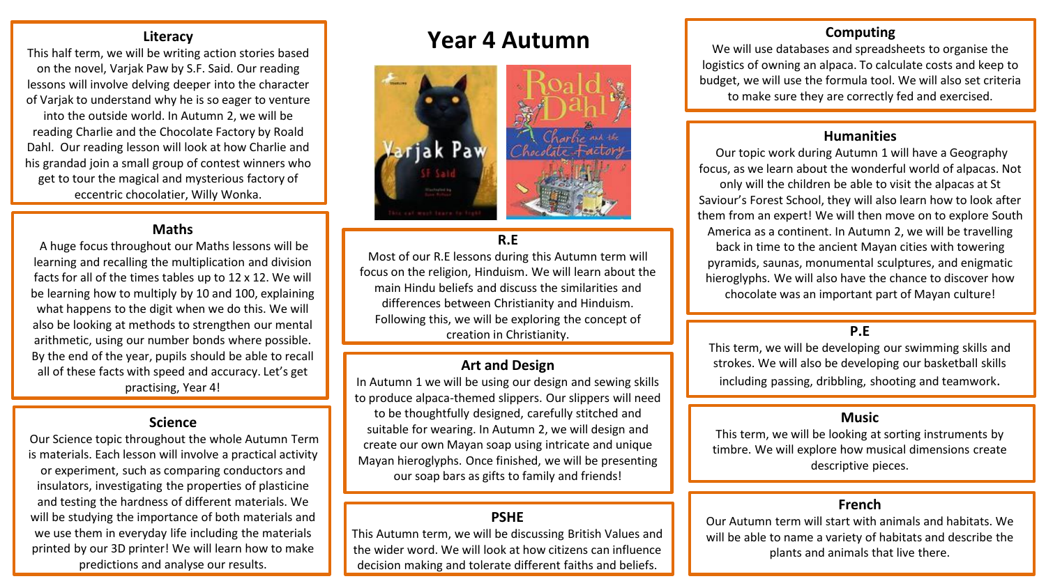# Year 4 Autumn

## Literacy

This half term, we will be writing action stories based on the novel, Varjak Paw by S.F. Said. Our reading lessons will involve delving deeper into the character of Varjak to understand why he is so eager to venture into the outside world. In Autumn 2, we will be reading Charlie and the Chocolate Factory by Roald Dahl. Our reading lesson will look at how Charlie and his grandad join a small group of contest winners who get to tour the magical and mysterious factory of eccentric chocolatier, Willy Wonka.

## Maths

A huge focus throughout our Maths lessons will be learning and recalling the multiplication and division facts for all of the times tables up to 12 x 12. We will be learning how to multiply by 10 and 100, explaining what happens to the digit when we do this. We will also be looking at methods to strengthen our mental arithmetic, using our number bonds where possible. By the end of the year, pupils should be able to recall all of these facts with speed and accuracy. Let's get practising, Year 4!

## Science

Our Science topic throughout the whole Autumn Term is materials. Each lesson will involve a practical activity or experiment, such as comparing conductors and insulators, investigating the properties of plasticine and testing the hardness of different materials. We will be studying the importance of both materials and we use them in everyday life including the materials printed by our 3D printer! We will learn how to make predictions and analyse our results.

## R.E

Most of our R.E lessons during this Autumn term will focus on the religion, Hinduism. We will learn about the main Hindu beliefs and discuss the similarities and differences between Christianity and Hinduism. Following this, we will be exploring the concept of creation in Christianity.

## Art and Design

In Autumn 1 we will be using our design and sewing skills to produce alpaca-themed slippers. Our slippers will need to be thoughtfully designed, carefully stitched and suitable for wearing. In Autumn 2, we will design and create our own Mayan soap using intricate and unique Mayan hieroglyphs. Once finished, we will be presenting our soap bars as gifts to family and friends!

## PSHE

This Autumn term, we will be discussing British Values and the wider word. We will look at how citizens can influence decision making and tolerate different faiths and beliefs.

## Computing

We will use databases and spreadsheets to organise the logistics of owning an alpaca. To calculate costs and keep to budget, we will use the formula tool. We will also set criteria to make sure they are correctly fed and exercised.

## Humanities

Our topic work during Autumn 1 will have a Geography focus, as we learn about the wonderful world of alpacas. Not only will the children be able to visit the alpacas at St Saviour's Forest School, they will also learn how to look after them from an expert! We will then move on to explore South America as a continent. In Autumn 2, we will be travelling back in time to the ancient Mayan cities with towering pyramids, saunas, monumental sculptures, and enigmatic hieroglyphs. We will also have the chance to discover how chocolate was an important part of Mayan culture!

## P.E

This term, we will be developing our swimming skills and strokes. We will also be developing our basketball skills including passing, dribbling, shooting and teamwork.

## Music

This term, we will be looking at sorting instruments by timbre. We will explore how musical dimensions create descriptive pieces.

## French

Our Autumn term will start with animals and habitats. We will be able to name a variety of habitats and describe the plants and animals that live there.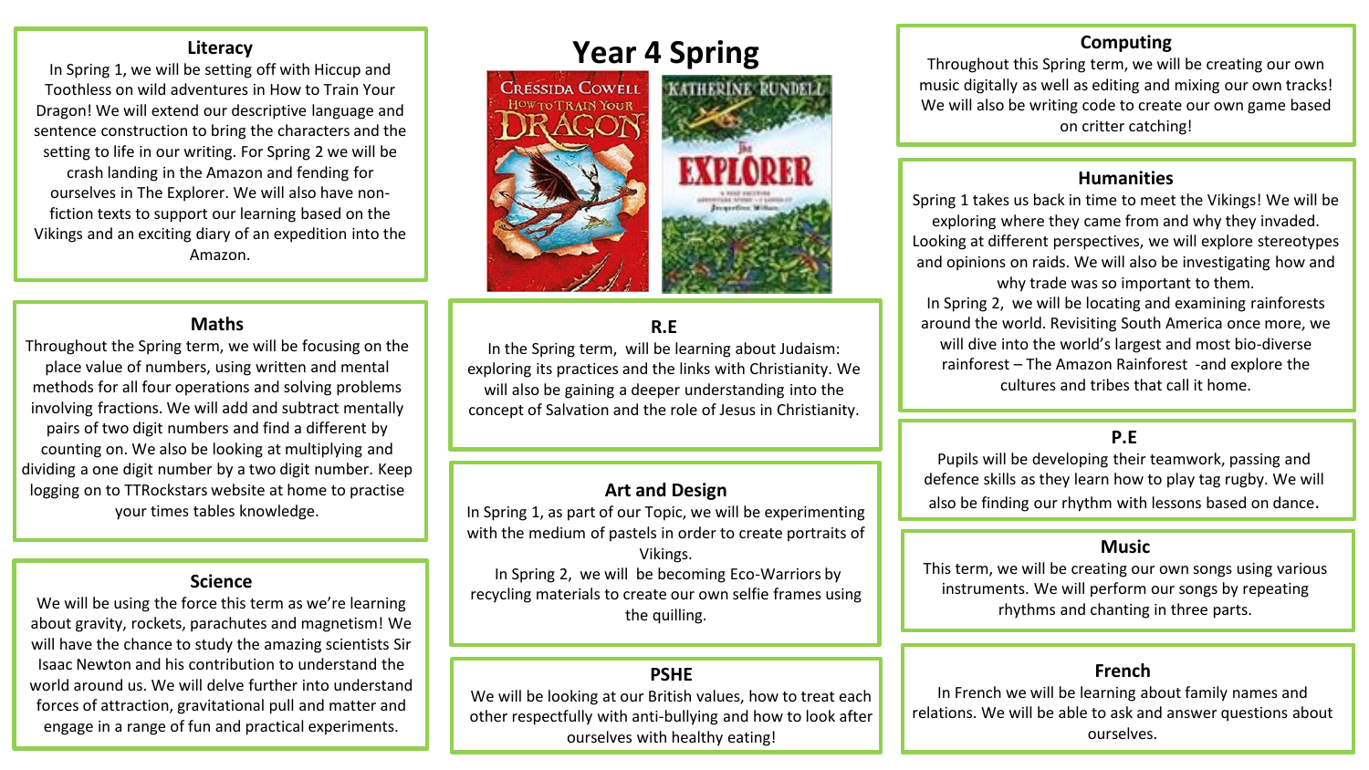# Year 4 Spring

## Literacy

In Spring 1, we will be setting off with Hiccup and Toothless on wild adventures in How to Train Your Dragon! We will extend our descriptive language and sentence construction to bring the characters and the setting to life in our writing. For Spring 2 we will be crash landing in the Amazon and fending for ourselves in The Explorer. We will also have non-fiction texts to support our learning based on the Vikings and an exciting diary of an expedition into the Amazon.

## Maths

Throughout the Spring term, we will be focusing on the place value of numbers, using written and mental methods for all four operations and solving problems involving fractions. We will add and subtract mentally pairs of two digit numbers and find a different by counting on. We also be looking at multiplying and dividing a one digit number by a two digit number. Keep logging on to TTRockstars website at home to practise your times tables knowledge.

## Science

We will be using the force this term as we're learning about gravity, rockets, parachutes and magnetism! We will have the chance to study the amazing scientists Sir Isaac Newton and his contribution to understand the world around us. We will delve further into understand forces of attraction, gravitational pull and matter and engage in a range of fun and practical experiments.

## R.E

In the Spring term, will be learning about Judaism: exploring its practices and the links with Christianity. We will also be gaining a deeper understanding into the concept of Salvation and the role of Jesus in Christianity.

## Art and Design

In Spring 1, as part of our Topic, we will be experimenting with the medium of pastels in order to create portraits of Vikings.

In Spring 2, we will be becoming Eco-Warriors by recycling materials to create our own selfie frames using the quilling.

## PSHE

We will be looking at our British values, how to treat each other respectfully with anti-bullying and how to look after ourselves with healthy eating!

## Computing

Throughout this Spring term, we will be creating our own music digitally as well as editing and mixing our own tracks! We will also be writing code to create our own game based on critter catching!

## Humanities

Spring 1 takes us back in time to meet the Vikings! We will be exploring where they came from and why they invaded. Looking at different perspectives, we will explore stereotypes and opinions on raids. We will also be investigating how and why trade was so important to them.

In Spring 2, we will be locating and examining rainforests around the world. Revisiting South America once more, we will dive into the world's largest and most bio-diverse rainforest – The Amazon Rainforest -and explore the cultures and tribes that call it home.

## P.E

Pupils will be developing their teamwork, passing and defence skills as they learn how to play tag rugby. We will also be finding our rhythm with lessons based on dance.

## Music

This term, we will be creating our own songs using various instruments. We will perform our songs by repeating rhythms and chanting in three parts.

## French

In French we will be learning about family names and relations. We will be able to ask and answer questions about ourselves.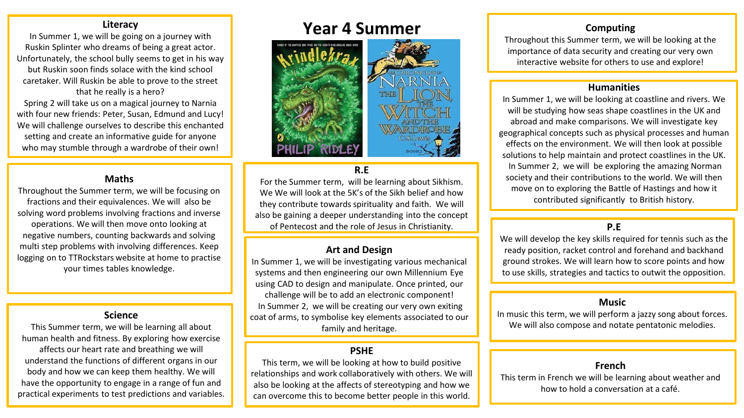# Year 4 Summer

## Literacy

In Summer 1, we will be going on a journey with Ruskin Splinter who dreams of being a great actor. Unfortunately, the school bully seems to get in his way but Ruskin soon finds solace with the kind school caretaker. Will Ruskin be able to prove to the street that he really is a hero?

Spring 2 will take us on a magical journey to Narnia with four new friends: Peter, Susan, Edmund and Lucy! We will challenge ourselves to describe this enchanted setting and create an informative guide for anyone who may stumble through a wardrobe of their own!

## Maths

Throughout the Summer term, we will be focusing on fractions and their equivalences. We will also be solving word problems involving fractions and inverse operations. We will then move onto looking at negative numbers, counting backwards and solving multi step problems with involving differences. Keep logging on to TTRockstars website at home to practise your times tables knowledge.

## Science

This Summer term, we will be learning all about human health and fitness. By exploring how exercise affects our heart rate and breathing we will understand the functions of different organs in our body and how we can keep them healthy. We will have the opportunity to engage in a range of fun and practical experiments to test predictions and variables.

## R.E

For the Summer term, will be learning about Sikhism. We We will look at the 5K's of the Sikh belief and how they contribute towards spirituality and faith. We will also be gaining a deeper understanding into the concept of Pentecost and the role of Jesus in Christianity.

## Art and Design

In Summer 1, we will be investigating various mechanical systems and then engineering our own Millennium Eye using CAD to design and manipulate. Once printed, our challenge will be to add an electronic component!

In Summer 2, we will be creating our very own exiting coat of arms, to symbolise key elements associated to our family and heritage.

## PSHE

This term, we will be looking at how to build positive relationships and work collaboratively with others. We will also be looking at the affects of stereotyping and how we can overcome this to become better people in this world.

## Computing

Throughout this Summer term, we will be looking at the importance of data security and creating our very own interactive website for others to use and explore!

## Humanities

In Summer 1, we will be looking at coastline and rivers. We will be studying how seas shape coastlines in the UK and abroad and make comparisons. We will investigate key geographical concepts such as physical processes and human effects on the environment. We will then look at possible solutions to help maintain and protect coastlines in the UK.

In Summer 2, we will be exploring the amazing Norman society and their contributions to the world. We will then move on to exploring the Battle of Hastings and how it contributed significantly to British history.

## P.E

We will develop the key skills required for tennis such as the ready position, racket control and forehand and backhand ground strokes. We will learn how to score points and how to use skills, strategies and tactics to outwit the opposition.

## Music

In music this term, we will perform a jazzy song about forces. We will also compose and notate pentatonic melodies.

## French

This term in French we will be learning about weather and how to hold a conversation at a café.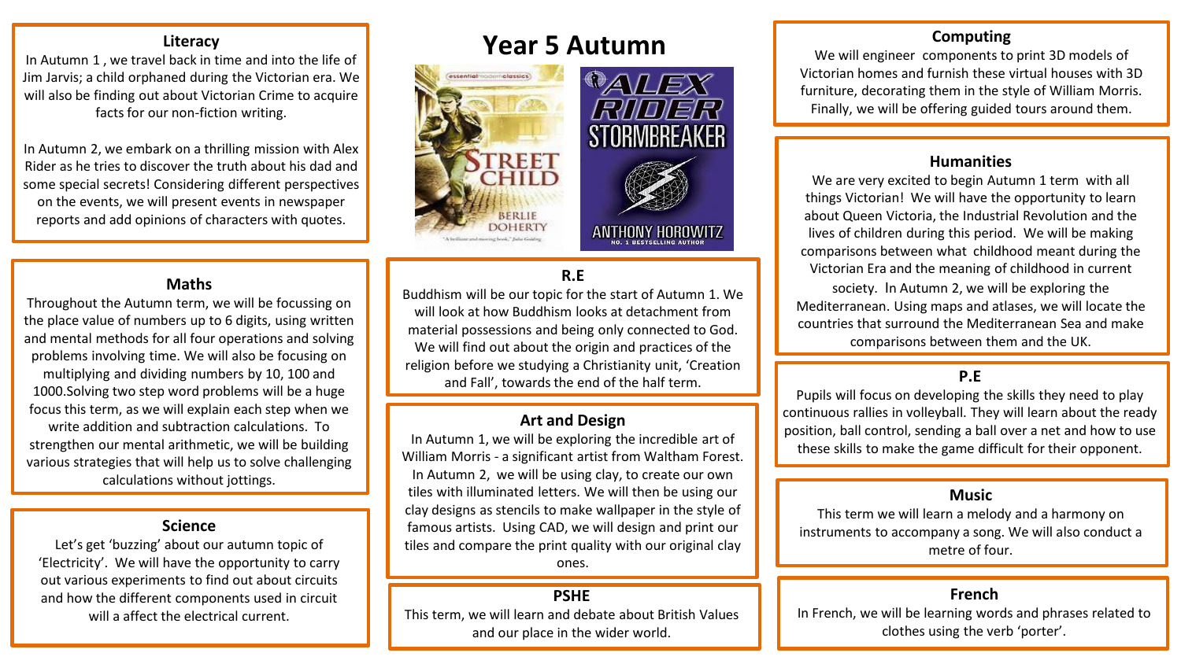# Year 5 Autumn

## Literacy

In Autumn 1 , we travel back in time and into the life of Jim Jarvis; a child orphaned during the Victorian era. We will also be finding out about Victorian Crime to acquire facts for our non-fiction writing.

In Autumn 2, we embark on a thrilling mission with Alex Rider as he tries to discover the truth about his dad and some special secrets! Considering different perspectives on the events, we will present events in newspaper reports and add opinions of characters with quotes.

## Maths

Throughout the Autumn term, we will be focussing on the place value of numbers up to 6 digits, using written and mental methods for all four operations and solving problems involving time. We will also be focusing on multiplying and dividing numbers by 10, 100 and 1000.Solving two step word problems will be a huge focus this term, as we will explain each step when we write addition and subtraction calculations. To strengthen our mental arithmetic, we will be building various strategies that will help us to solve challenging calculations without jottings.

## Science

Let's get 'buzzing' about our autumn topic of 'Electricity'. We will have the opportunity to carry out various experiments to find out about circuits and how the different components used in circuit will a affect the electrical current.

## R.E

Buddhism will be our topic for the start of Autumn 1. We will look at how Buddhism looks at detachment from material possessions and being only connected to God. We will find out about the origin and practices of the religion before we studying a Christianity unit, 'Creation and Fall', towards the end of the half term.

## Art and Design

In Autumn 1, we will be exploring the incredible art of William Morris - a significant artist from Waltham Forest. In Autumn 2, we will be using clay, to create our own tiles with illuminated letters. We will then be using our clay designs as stencils to make wallpaper in the style of famous artists. Using CAD, we will design and print our tiles and compare the print quality with our original clay ones.

## PSHE

This term, we will learn and debate about British Values and our place in the wider world.

## Computing

We will engineer components to print 3D models of Victorian homes and furnish these virtual houses with 3D furniture, decorating them in the style of William Morris. Finally, we will be offering guided tours around them.

## Humanities

We are very excited to begin Autumn 1 term with all things Victorian! We will have the opportunity to learn about Queen Victoria, the Industrial Revolution and the lives of children during this period. We will be making comparisons between what childhood meant during the Victorian Era and the meaning of childhood in current society. In Autumn 2, we will be exploring the Mediterranean. Using maps and atlases, we will locate the countries that surround the Mediterranean Sea and make comparisons between them and the UK.

## P.E

Pupils will focus on developing the skills they need to play continuous rallies in volleyball. They will learn about the ready position, ball control, sending a ball over a net and how to use these skills to make the game difficult for their opponent.

## Music

This term we will learn a melody and a harmony on instruments to accompany a song. We will also conduct a metre of four.

## French

In French, we will be learning words and phrases related to clothes using the verb 'porter'.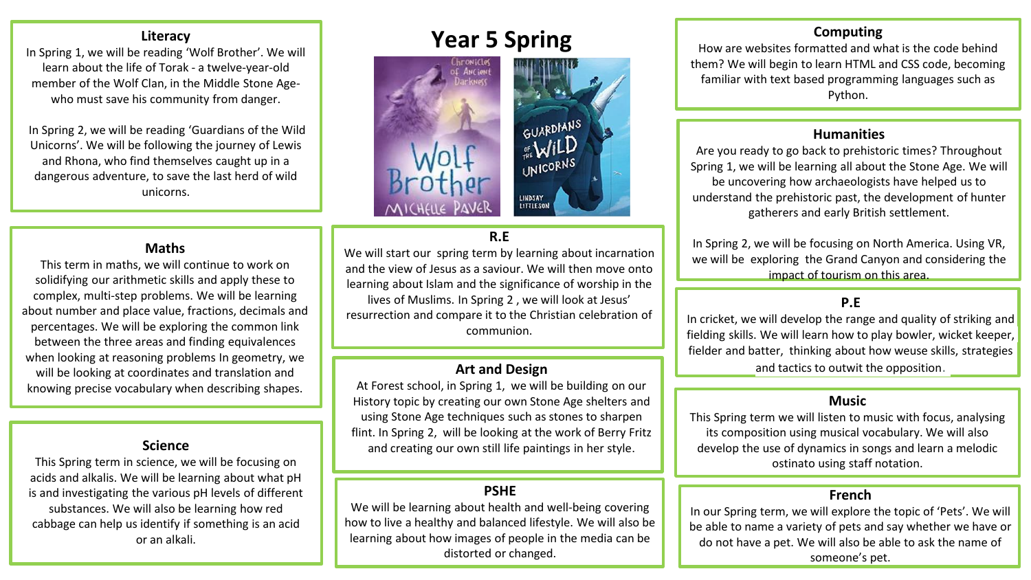# Year 5 Spring

## Literacy

In Spring 1, we will be reading 'Wolf Brother'. We will learn about the life of Torak - a twelve-year-old member of the Wolf Clan, in the Middle Stone Age- who must save his community from danger.

In Spring 2, we will be reading 'Guardians of the Wild Unicorns'. We will be following the journey of Lewis and Rhona, who find themselves caught up in a dangerous adventure, to save the last herd of wild unicorns.

## Maths

This term in maths, we will continue to work on solidifying our arithmetic skills and apply these to complex, multi-step problems. We will be learning about number and place value, fractions, decimals and percentages. We will be exploring the common link between the three areas and finding equivalences when looking at reasoning problems In geometry, we will be looking at coordinates and translation and knowing precise vocabulary when describing shapes.

## Science

This Spring term in science, we will be focusing on acids and alkalis. We will be learning about what pH is and investigating the various pH levels of different substances. We will also be learning how red cabbage can help us identify if something is an acid or an alkali.

## R.E

We will start our spring term by learning about incarnation and the view of Jesus as a saviour. We will then move onto learning about Islam and the significance of worship in the lives of Muslims. In Spring 2 , we will look at Jesus' resurrection and compare it to the Christian celebration of communion.

## Art and Design

At Forest school, in Spring 1, we will be building on our History topic by creating our own Stone Age shelters and using Stone Age techniques such as stones to sharpen flint. In Spring 2, will be looking at the work of Berry Fritz and creating our own still life paintings in her style.

## PSHE

We will be learning about health and well-being covering how to live a healthy and balanced lifestyle. We will also be learning about how images of people in the media can be distorted or changed.

## Computing

How are websites formatted and what is the code behind them? We will begin to learn HTML and CSS code, becoming familiar with text based programming languages such as Python.

## Humanities

Are you ready to go back to prehistoric times? Throughout Spring 1, we will be learning all about the Stone Age. We will be uncovering how archaeologists have helped us to understand the prehistoric past, the development of hunter gatherers and early British settlement.

In Spring 2, we will be focusing on North America. Using VR, we will be exploring the Grand Canyon and considering the impact of tourism on this area.

## P.E

In cricket, we will develop the range and quality of striking and fielding skills. We will learn how to play bowler, wicket keeper, fielder and batter, thinking about how weuse skills, strategies and tactics to outwit the opposition.

## Music

This Spring term we will listen to music with focus, analysing its composition using musical vocabulary. We will also develop the use of dynamics in songs and learn a melodic ostinato using staff notation.

## French

In our Spring term, we will explore the topic of 'Pets'. We will be able to name a variety of pets and say whether we have or do not have a pet. We will also be able to ask the name of someone's pet.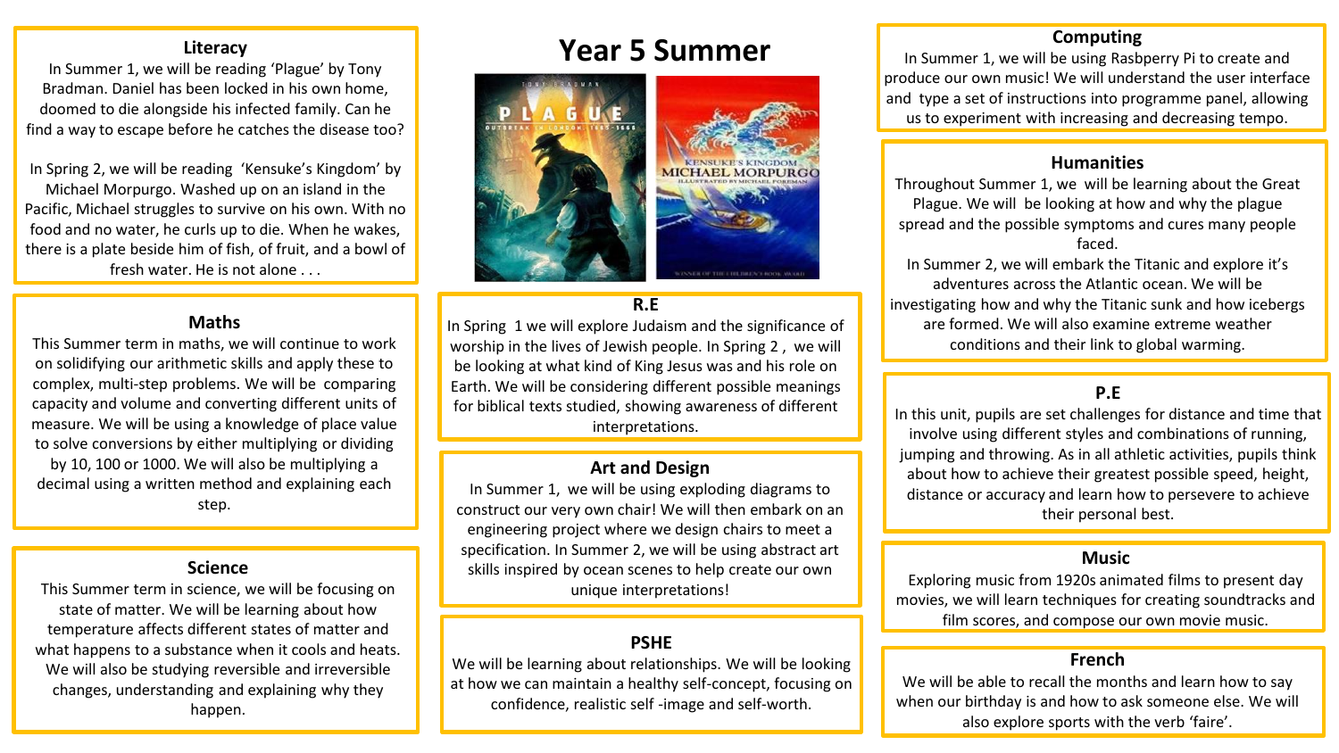# Year 5 Summer

## Literacy

In Summer 1, we will be reading 'Plague' by Tony Bradman. Daniel has been locked in his own home, doomed to die alongside his infected family. Can he find a way to escape before he catches the disease too?

In Spring 2, we will be reading 'Kensuke's Kingdom' by Michael Morpurgo. Washed up on an island in the Pacific, Michael struggles to survive on his own. With no food and no water, he curls up to die. When he wakes, there is a plate beside him of fish, of fruit, and a bowl of fresh water. He is not alone . . .

## Maths

This Summer term in maths, we will continue to work on solidifying our arithmetic skills and apply these to complex, multi-step problems. We will be comparing capacity and volume and converting different units of measure. We will be using a knowledge of place value to solve conversions by either multiplying or dividing by 10, 100 or 1000. We will also be multiplying a decimal using a written method and explaining each step.

## Science

This Summer term in science, we will be focusing on state of matter. We will be learning about how temperature affects different states of matter and what happens to a substance when it cools and heats. We will also be studying reversible and irreversible changes, understanding and explaining why they happen.

## R.E

In Spring 1 we will explore Judaism and the significance of worship in the lives of Jewish people. In Spring 2 , we will be looking at what kind of King Jesus was and his role on Earth. We will be considering different possible meanings for biblical texts studied, showing awareness of different interpretations.

## Art and Design

In Summer 1, we will be using exploding diagrams to construct our very own chair! We will then embark on an engineering project where we design chairs to meet a specification. In Summer 2, we will be using abstract art skills inspired by ocean scenes to help create our own unique interpretations!

## PSHE

We will be learning about relationships. We will be looking at how we can maintain a healthy self-concept, focusing on confidence, realistic self -image and self-worth.

## Computing

In Summer 1, we will be using Rasbperry Pi to create and produce our own music! We will understand the user interface and type a set of instructions into programme panel, allowing us to experiment with increasing and decreasing tempo.

## Humanities

Throughout Summer 1, we will be learning about the Great Plague. We will be looking at how and why the plague spread and the possible symptoms and cures many people faced.

In Summer 2, we will embark the Titanic and explore it's adventures across the Atlantic ocean. We will be investigating how and why the Titanic sunk and how icebergs are formed. We will also examine extreme weather conditions and their link to global warming.

## P.E

In this unit, pupils are set challenges for distance and time that involve using different styles and combinations of running, jumping and throwing. As in all athletic activities, pupils think about how to achieve their greatest possible speed, height, distance or accuracy and learn how to persevere to achieve their personal best.

## Music

Exploring music from 1920s animated films to present day movies, we will learn techniques for creating soundtracks and film scores, and compose our own movie music.

## French

We will be able to recall the months and learn how to say when our birthday is and how to ask someone else. We will also explore sports with the verb 'faire'.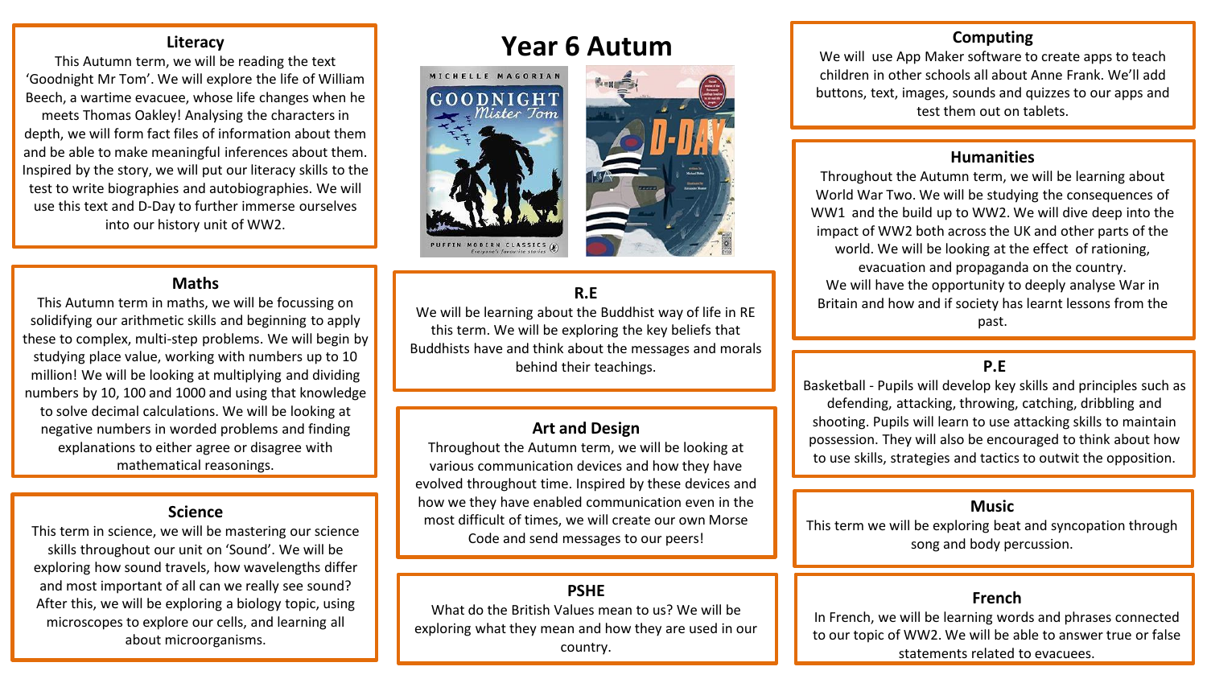# Year 6 Autum

## Literacy

This Autumn term, we will be reading the text 'Goodnight Mr Tom'. We will explore the life of William Beech, a wartime evacuee, whose life changes when he meets Thomas Oakley! Analysing the characters in depth, we will form fact files of information about them and be able to make meaningful inferences about them. Inspired by the story, we will put our literacy skills to the test to write biographies and autobiographies. We will use this text and D-Day to further immerse ourselves into our history unit of WW2.

## Maths

This Autumn term in maths, we will be focussing on solidifying our arithmetic skills and beginning to apply these to complex, multi-step problems. We will begin by studying place value, working with numbers up to 10 million! We will be looking at multiplying and dividing numbers by 10, 100 and 1000 and using that knowledge to solve decimal calculations. We will be looking at negative numbers in worded problems and finding explanations to either agree or disagree with mathematical reasonings.

## Science

This term in science, we will be mastering our science skills throughout our unit on 'Sound'. We will be exploring how sound travels, how wavelengths differ and most important of all can we really see sound? After this, we will be exploring a biology topic, using microscopes to explore our cells, and learning all about microorganisms.

## R.E

We will be learning about the Buddhist way of life in RE this term. We will be exploring the key beliefs that Buddhists have and think about the messages and morals behind their teachings.

## Art and Design

Throughout the Autumn term, we will be looking at various communication devices and how they have evolved throughout time. Inspired by these devices and how we they have enabled communication even in the most difficult of times, we will create our own Morse Code and send messages to our peers!

## PSHE

What do the British Values mean to us? We will be exploring what they mean and how they are used in our country.

## Computing

We will use App Maker software to create apps to teach children in other schools all about Anne Frank. We'll add buttons, text, images, sounds and quizzes to our apps and test them out on tablets.

## Humanities

Throughout the Autumn term, we will be learning about World War Two. We will be studying the consequences of WW1 and the build up to WW2. We will dive deep into the impact of WW2 both across the UK and other parts of the world. We will be looking at the effect of rationing, evacuation and propaganda on the country.
We will have the opportunity to deeply analyse War in Britain and how and if society has learnt lessons from the past.

## P.E

Basketball - Pupils will develop key skills and principles such as defending, attacking, throwing, catching, dribbling and shooting. Pupils will learn to use attacking skills to maintain possession. They will also be encouraged to think about how to use skills, strategies and tactics to outwit the opposition.

## Music

This term we will be exploring beat and syncopation through song and body percussion.

## French

In French, we will be learning words and phrases connected to our topic of WW2. We will be able to answer true or false statements related to evacuees.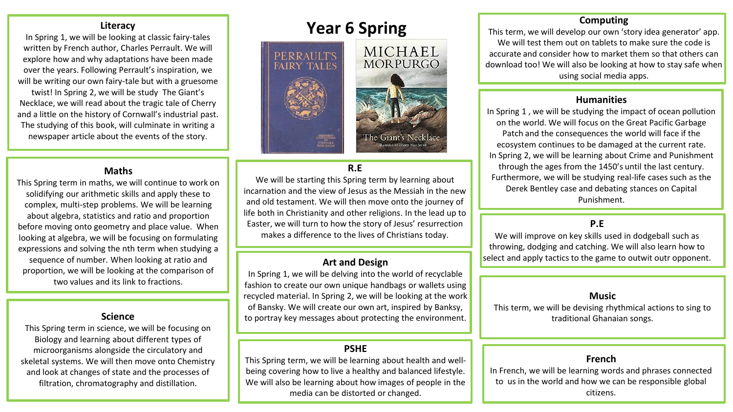# Year 6 Spring

## Literacy

In Spring 1, we will be looking at classic fairy-tales written by French author, Charles Perrault. We will explore how and why adaptations have been made over the years. Following Perrault's inspiration, we will be writing our own fairy-tale but with a gruesome twist! In Spring 2, we will be study The Giant's Necklace, we will read about the tragic tale of Cherry and a little on the history of Cornwall's industrial past. The studying of this book, will culminate in writing a newspaper article about the events of the story.

## Maths

This Spring term in maths, we will continue to work on solidifying our arithmetic skills and apply these to complex, multi-step problems. We will be learning about algebra, statistics and ratio and proportion before moving onto geometry and place value. When looking at algebra, we will be focusing on formulating expressions and solving the nth term when studying a sequence of number. When looking at ratio and proportion, we will be looking at the comparison of two values and its link to fractions.

## Science

This Spring term in science, we will be focusing on Biology and learning about different types of microorganisms alongside the circulatory and skeletal systems. We will then move onto Chemistry and look at changes of state and the processes of filtration, chromatography and distillation.

## R.E

We will be starting this Spring term by learning about incarnation and the view of Jesus as the Messiah in the new and old testament. We will then move onto the journey of life both in Christianity and other religions. In the lead up to Easter, we will turn to how the story of Jesus' resurrection makes a difference to the lives of Christians today.

## Art and Design

In Spring 1, we will be delving into the world of recyclable fashion to create our own unique handbags or wallets using recycled material. In Spring 2, we will be looking at the work of Bansky. We will create our own art, inspired by Banksy, to portray key messages about protecting the environment.

## PSHE

This Spring term, we will be learning about health and well-being covering how to live a healthy and balanced lifestyle. We will also be learning about how images of people in the media can be distorted or changed.

## Computing

This term, we will develop our own 'story idea generator' app. We will test them out on tablets to make sure the code is accurate and consider how to market them so that others can download too! We will also be looking at how to stay safe when using social media apps.

## Humanities

In Spring 1 , we will be studying the impact of ocean pollution on the world. We will focus on the Great Pacific Garbage Patch and the consequences the world will face if the ecosystem continues to be damaged at the current rate. In Spring 2, we will be learning about Crime and Punishment through the ages from the 1450's until the last century. Furthermore, we will be studying real-life cases such as the Derek Bentley case and debating stances on Capital Punishment.

## P.E

We will improve on key skills used in dodgeball such as throwing, dodging and catching. We will also learn how to select and apply tactics to the game to outwit outr opponent.

## Music

This term, we will be devising rhythmical actions to sing to traditional Ghanaian songs.

## French

In French, we will be learning words and phrases connected to us in the world and how we can be responsible global citizens.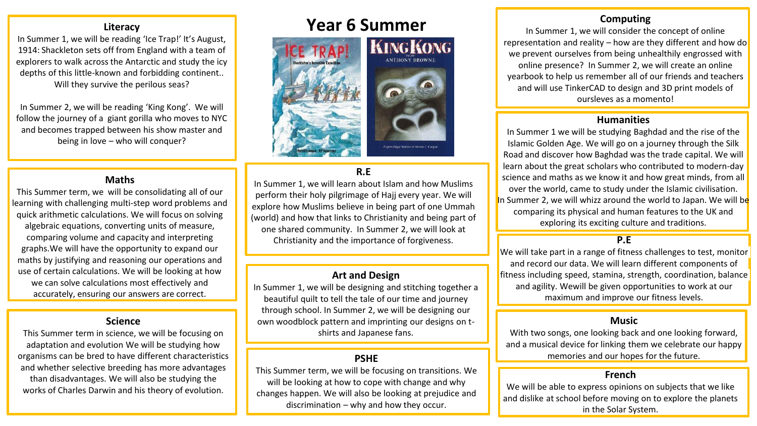# Year 6 Summer

## Literacy

In Summer 1, we will be reading 'Ice Trap!' It's August, 1914: Shackleton sets off from England with a team of explorers to walk across the Antarctic and study the icy depths of this little-known and forbidding continent.. Will they survive the perilous seas?

In Summer 2, we will be reading 'King Kong'. We will follow the journey of a giant gorilla who moves to NYC and becomes trapped between his show master and being in love – who will conquer?

## Maths

This Summer term, we will be consolidating all of our learning with challenging multi-step word problems and quick arithmetic calculations. We will focus on solving algebraic equations, converting units of measure, comparing volume and capacity and interpreting graphs.We will have the opportunity to expand our maths by justifying and reasoning our operations and use of certain calculations. We will be looking at how we can solve calculations most effectively and accurately, ensuring our answers are correct.

## Science

This Summer term in science, we will be focusing on adaptation and evolution We will be studying how organisms can be bred to have different characteristics and whether selective breeding has more advantages than disadvantages. We will also be studying the works of Charles Darwin and his theory of evolution.

## R.E

In Summer 1, we will learn about Islam and how Muslims perform their holy pilgrimage of Hajj every year. We will explore how Muslims believe in being part of one Ummah (world) and how that links to Christianity and being part of one shared community. In Summer 2, we will look at Christianity and the importance of forgiveness.

## Art and Design

In Summer 1, we will be designing and stitching together a beautiful quilt to tell the tale of our time and journey through school. In Summer 2, we will be designing our own woodblock pattern and imprinting our designs on t-shirts and Japanese fans.

## PSHE

This Summer term, we will be focusing on transitions. We will be looking at how to cope with change and why changes happen. We will also be looking at prejudice and discrimination – why and how they occur.

## Computing

In Summer 1, we will consider the concept of online representation and reality – how are they different and how do we prevent ourselves from being unhealthily engrossed with online presence? In Summer 2, we will create an online yearbook to help us remember all of our friends and teachers and will use TinkerCAD to design and 3D print models of oursleves as a momento!

## Humanities

In Summer 1 we will be studying Baghdad and the rise of the Islamic Golden Age. We will go on a journey through the Silk Road and discover how Baghdad was the trade capital. We will learn about the great scholars who contributed to modern-day science and maths as we know it and how great minds, from all over the world, came to study under the Islamic civilisation. In Summer 2, we will whizz around the world to Japan. We will be comparing its physical and human features to the UK and exploring its exciting culture and traditions.

## P.E

We will take part in a range of fitness challenges to test, monitor and record our data. We will learn different components of fitness including speed, stamina, strength, coordination, balance and agility. Wewill be given opportunities to work at our maximum and improve our fitness levels.

## Music

With two songs, one looking back and one looking forward, and a musical device for linking them we celebrate our happy memories and our hopes for the future.

## French

We will be able to express opinions on subjects that we like and dislike at school before moving on to explore the planets in the Solar System.